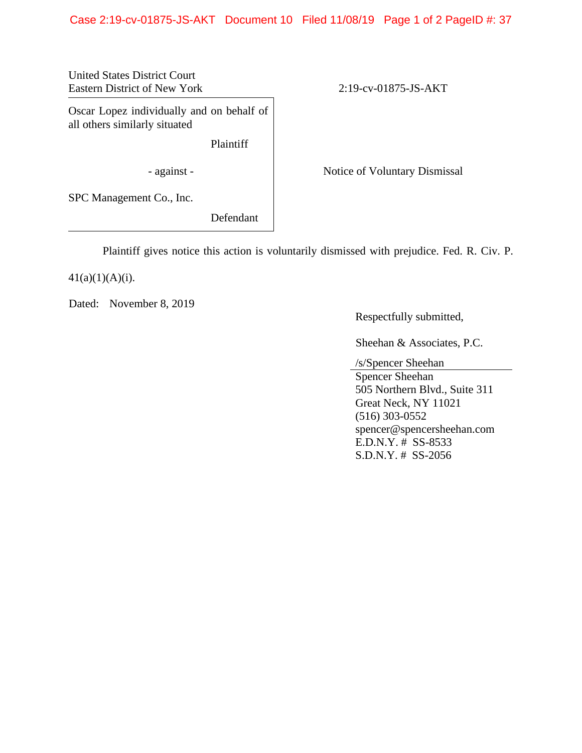United States District Court
Eastern District of New York

2:19-cv-01875-JS-AKT

Oscar Lopez individually and on behalf of all others similarly situated

Plaintiff

- against -

SPC Management Co., Inc.

Defendant

Notice of Voluntary Dismissal

Plaintiff gives notice this action is voluntarily dismissed with prejudice. Fed. R. Civ. P. 41(a)(1)(A)(i).

Dated: November 8, 2019

Respectfully submitted,

Sheehan & Associates, P.C.

/s/Spencer Sheehan
Spencer Sheehan
505 Northern Blvd., Suite 311
Great Neck, NY 11021
(516) 303-0552
spencer@spencersheehan.com
E.D.N.Y. # SS-8533
S.D.N.Y. # SS-2056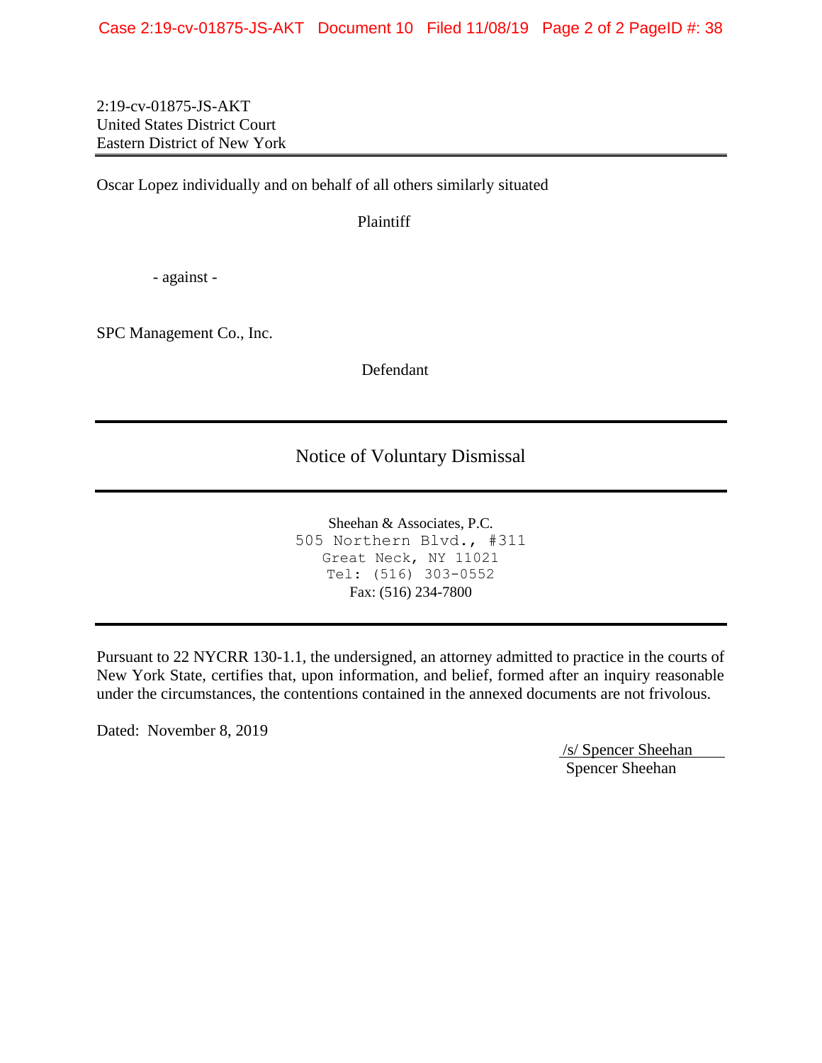2:19-cv-01875-JS-AKT
United States District Court
Eastern District of New York

---

Oscar Lopez individually and on behalf of all others similarly situated

Plaintiff

- against -

SPC Management Co., Inc.

Defendant

---

## Notice of Voluntary Dismissal

---

Sheehan & Associates, P.C.
505 Northern Blvd., #311
Great Neck, NY 11021
Tel: (516) 303-0552
Fax: (516) 234-7800

---

Pursuant to 22 NYCRR 130-1.1, the undersigned, an attorney admitted to practice in the courts of New York State, certifies that, upon information, and belief, formed after an inquiry reasonable under the circumstances, the contentions contained in the annexed documents are not frivolous.

Dated: November 8, 2019

/s/ Spencer Sheehan
Spencer Sheehan